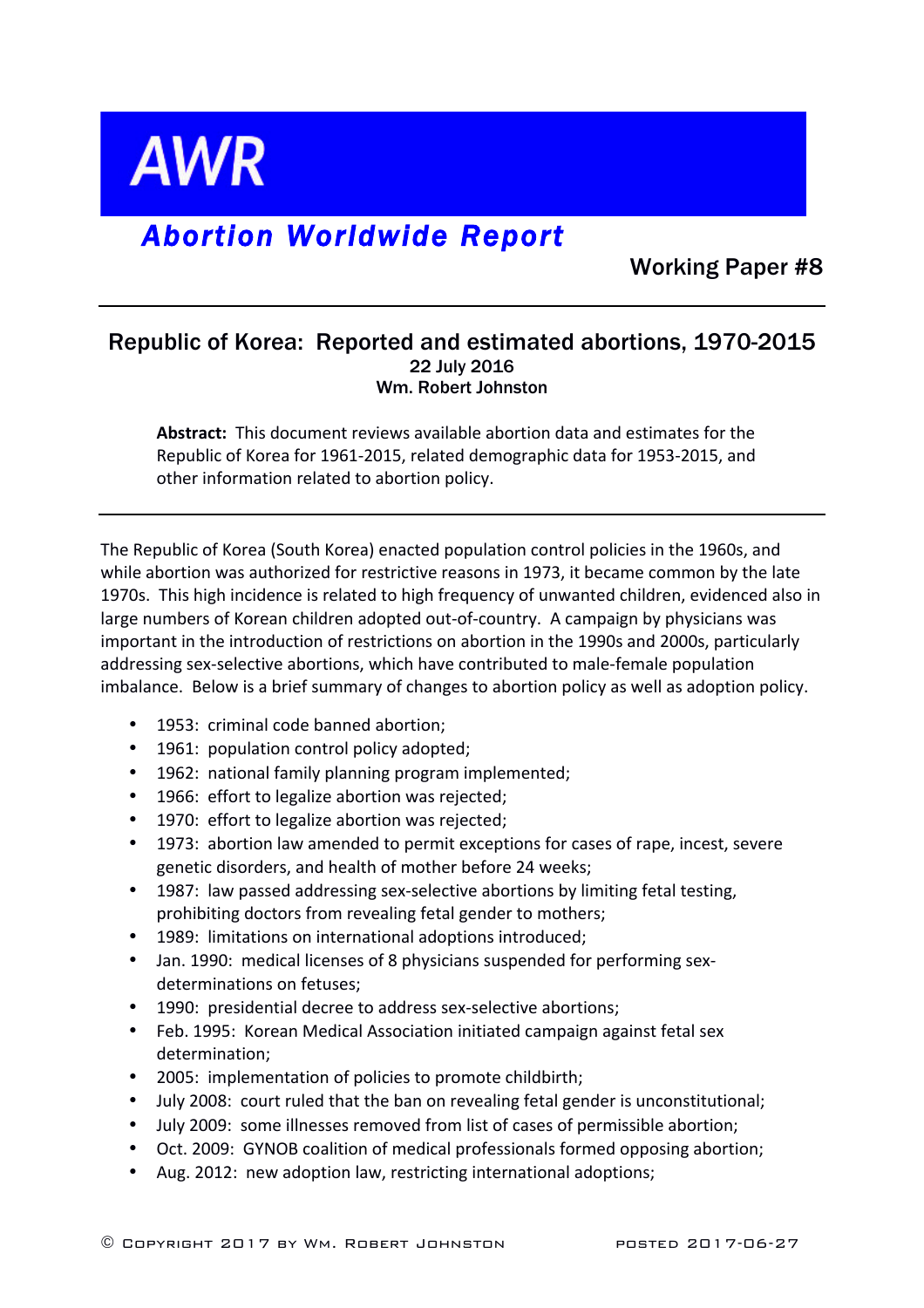# AWR

## *Abortion Worldwide Report*

Working Paper #8

---

## Republic of Korea: Reported and estimated abortions, 1970-2015

22 July 2016

Wm. Robert Johnston

> **Abstract:** This document reviews available abortion data and estimates for the Republic of Korea for 1961-2015, related demographic data for 1953-2015, and other information related to abortion policy.

---

The Republic of Korea (South Korea) enacted population control policies in the 1960s, and while abortion was authorized for restrictive reasons in 1973, it became common by the late 1970s. This high incidence is related to high frequency of unwanted children, evidenced also in large numbers of Korean children adopted out-of-country. A campaign by physicians was important in the introduction of restrictions on abortion in the 1990s and 2000s, particularly addressing sex-selective abortions, which have contributed to male-female population imbalance. Below is a brief summary of changes to abortion policy as well as adoption policy.

- 1953: criminal code banned abortion;
- 1961: population control policy adopted;
- 1962: national family planning program implemented;
- 1966: effort to legalize abortion was rejected;
- 1970: effort to legalize abortion was rejected;
- 1973: abortion law amended to permit exceptions for cases of rape, incest, severe genetic disorders, and health of mother before 24 weeks;
- 1987: law passed addressing sex-selective abortions by limiting fetal testing, prohibiting doctors from revealing fetal gender to mothers;
- 1989: limitations on international adoptions introduced;
- Jan. 1990: medical licenses of 8 physicians suspended for performing sex-determinations on fetuses;
- 1990: presidential decree to address sex-selective abortions;
- Feb. 1995: Korean Medical Association initiated campaign against fetal sex determination;
- 2005: implementation of policies to promote childbirth;
- July 2008: court ruled that the ban on revealing fetal gender is unconstitutional;
- July 2009: some illnesses removed from list of cases of permissible abortion;
- Oct. 2009: GYNOB coalition of medical professionals formed opposing abortion;
- Aug. 2012: new adoption law, restricting international adoptions;

© Copyright 2017 by Wm. Robert Johnston posted 2017-06-27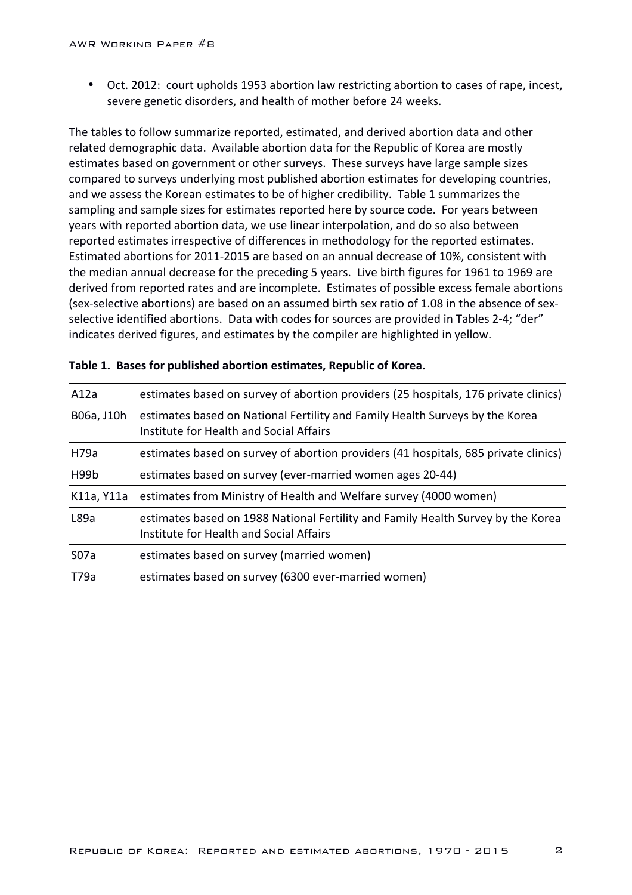- Oct. 2012: court upholds 1953 abortion law restricting abortion to cases of rape, incest, severe genetic disorders, and health of mother before 24 weeks.

The tables to follow summarize reported, estimated, and derived abortion data and other related demographic data. Available abortion data for the Republic of Korea are mostly estimates based on government or other surveys. These surveys have large sample sizes compared to surveys underlying most published abortion estimates for developing countries, and we assess the Korean estimates to be of higher credibility. Table 1 summarizes the sampling and sample sizes for estimates reported here by source code. For years between years with reported abortion data, we use linear interpolation, and do so also between reported estimates irrespective of differences in methodology for the reported estimates. Estimated abortions for 2011-2015 are based on an annual decrease of 10%, consistent with the median annual decrease for the preceding 5 years. Live birth figures for 1961 to 1969 are derived from reported rates and are incomplete. Estimates of possible excess female abortions (sex-selective abortions) are based on an assumed birth sex ratio of 1.08 in the absence of sex-selective identified abortions. Data with codes for sources are provided in Tables 2-4; "der" indicates derived figures, and estimates by the compiler are highlighted in yellow.

**Table 1. Bases for published abortion estimates, Republic of Korea.**

| | |
|---|---|
| A12a | estimates based on survey of abortion providers (25 hospitals, 176 private clinics) |
| B06a, J10h | estimates based on National Fertility and Family Health Surveys by the Korea Institute for Health and Social Affairs |
| H79a | estimates based on survey of abortion providers (41 hospitals, 685 private clinics) |
| H99b | estimates based on survey (ever-married women ages 20-44) |
| K11a, Y11a | estimates from Ministry of Health and Welfare survey (4000 women) |
| L89a | estimates based on 1988 National Fertility and Family Health Survey by the Korea Institute for Health and Social Affairs |
| S07a | estimates based on survey (married women) |
| T79a | estimates based on survey (6300 ever-married women) |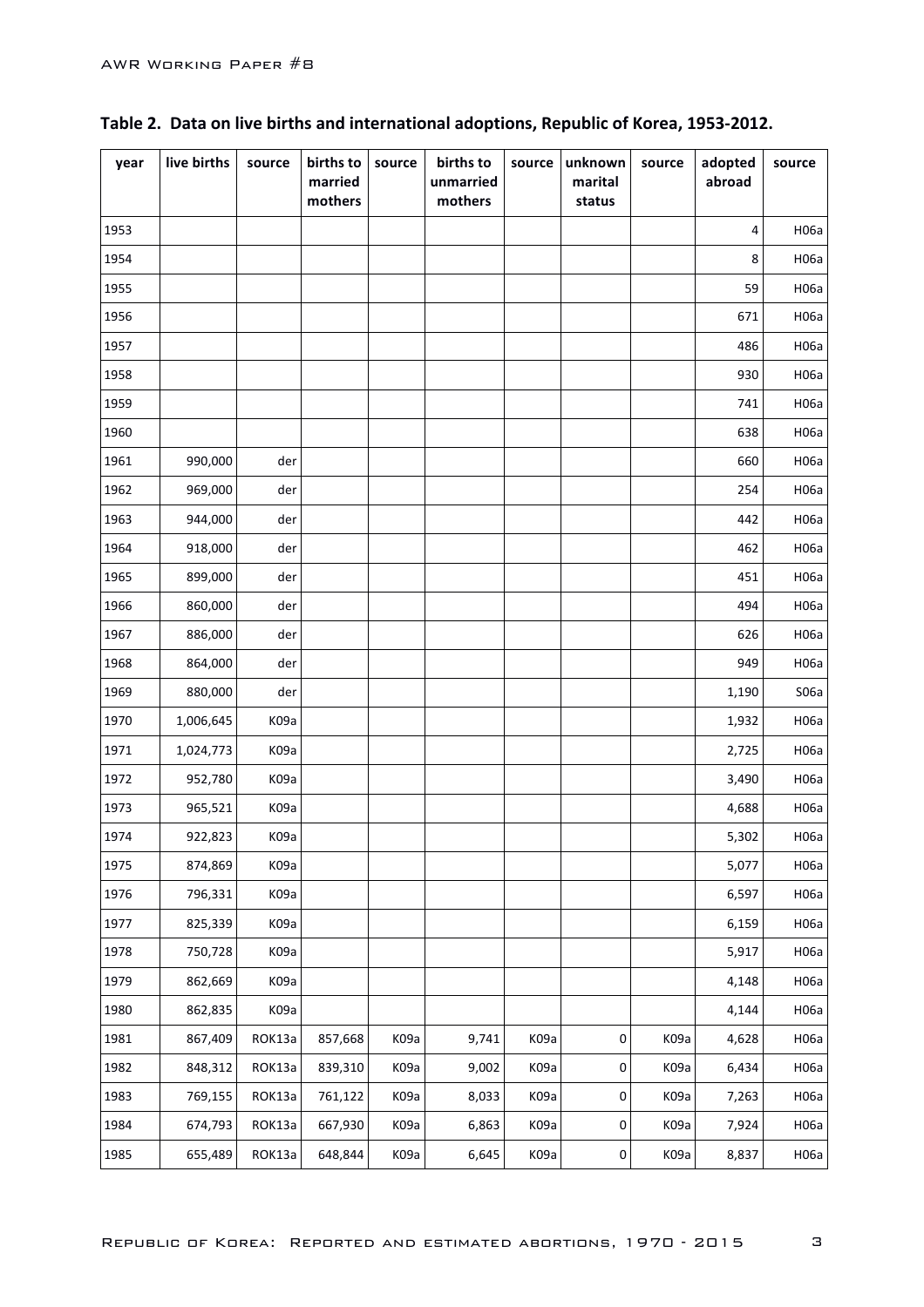**Table 2. Data on live births and international adoptions, Republic of Korea, 1953-2012.**

| year | live births | source | births to married mothers | source | births to unmarried mothers | source | unknown marital status | source | adopted abroad | source |
|---|---|---|---|---|---|---|---|---|---|---|
| 1953 | | | | | | | | | 4 | H06a |
| 1954 | | | | | | | | | 8 | H06a |
| 1955 | | | | | | | | | 59 | H06a |
| 1956 | | | | | | | | | 671 | H06a |
| 1957 | | | | | | | | | 486 | H06a |
| 1958 | | | | | | | | | 930 | H06a |
| 1959 | | | | | | | | | 741 | H06a |
| 1960 | | | | | | | | | 638 | H06a |
| 1961 | 990,000 | der | | | | | | | 660 | H06a |
| 1962 | 969,000 | der | | | | | | | 254 | H06a |
| 1963 | 944,000 | der | | | | | | | 442 | H06a |
| 1964 | 918,000 | der | | | | | | | 462 | H06a |
| 1965 | 899,000 | der | | | | | | | 451 | H06a |
| 1966 | 860,000 | der | | | | | | | 494 | H06a |
| 1967 | 886,000 | der | | | | | | | 626 | H06a |
| 1968 | 864,000 | der | | | | | | | 949 | H06a |
| 1969 | 880,000 | der | | | | | | | 1,190 | S06a |
| 1970 | 1,006,645 | K09a | | | | | | | 1,932 | H06a |
| 1971 | 1,024,773 | K09a | | | | | | | 2,725 | H06a |
| 1972 | 952,780 | K09a | | | | | | | 3,490 | H06a |
| 1973 | 965,521 | K09a | | | | | | | 4,688 | H06a |
| 1974 | 922,823 | K09a | | | | | | | 5,302 | H06a |
| 1975 | 874,869 | K09a | | | | | | | 5,077 | H06a |
| 1976 | 796,331 | K09a | | | | | | | 6,597 | H06a |
| 1977 | 825,339 | K09a | | | | | | | 6,159 | H06a |
| 1978 | 750,728 | K09a | | | | | | | 5,917 | H06a |
| 1979 | 862,669 | K09a | | | | | | | 4,148 | H06a |
| 1980 | 862,835 | K09a | | | | | | | 4,144 | H06a |
| 1981 | 867,409 | ROK13a | 857,668 | K09a | 9,741 | K09a | 0 | K09a | 4,628 | H06a |
| 1982 | 848,312 | ROK13a | 839,310 | K09a | 9,002 | K09a | 0 | K09a | 6,434 | H06a |
| 1983 | 769,155 | ROK13a | 761,122 | K09a | 8,033 | K09a | 0 | K09a | 7,263 | H06a |
| 1984 | 674,793 | ROK13a | 667,930 | K09a | 6,863 | K09a | 0 | K09a | 7,924 | H06a |
| 1985 | 655,489 | ROK13a | 648,844 | K09a | 6,645 | K09a | 0 | K09a | 8,837 | H06a |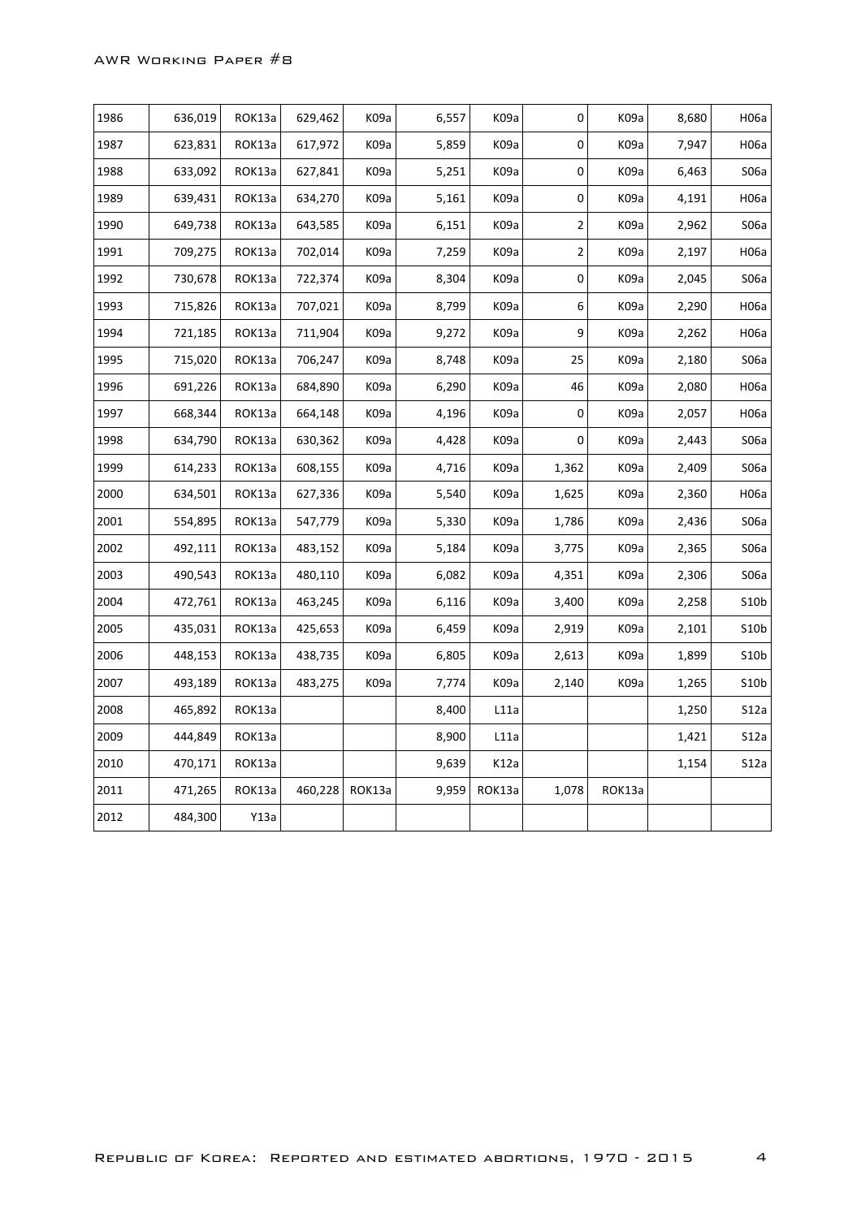| 1986 | 636,019 | ROK13a | 629,462 | K09a | 6,557 | K09a | 0 | K09a | 8,680 | H06a |
|---|---|---|---|---|---|---|---|---|---|---|
| 1987 | 623,831 | ROK13a | 617,972 | K09a | 5,859 | K09a | 0 | K09a | 7,947 | H06a |
| 1988 | 633,092 | ROK13a | 627,841 | K09a | 5,251 | K09a | 0 | K09a | 6,463 | S06a |
| 1989 | 639,431 | ROK13a | 634,270 | K09a | 5,161 | K09a | 0 | K09a | 4,191 | H06a |
| 1990 | 649,738 | ROK13a | 643,585 | K09a | 6,151 | K09a | 2 | K09a | 2,962 | S06a |
| 1991 | 709,275 | ROK13a | 702,014 | K09a | 7,259 | K09a | 2 | K09a | 2,197 | H06a |
| 1992 | 730,678 | ROK13a | 722,374 | K09a | 8,304 | K09a | 0 | K09a | 2,045 | S06a |
| 1993 | 715,826 | ROK13a | 707,021 | K09a | 8,799 | K09a | 6 | K09a | 2,290 | H06a |
| 1994 | 721,185 | ROK13a | 711,904 | K09a | 9,272 | K09a | 9 | K09a | 2,262 | H06a |
| 1995 | 715,020 | ROK13a | 706,247 | K09a | 8,748 | K09a | 25 | K09a | 2,180 | S06a |
| 1996 | 691,226 | ROK13a | 684,890 | K09a | 6,290 | K09a | 46 | K09a | 2,080 | H06a |
| 1997 | 668,344 | ROK13a | 664,148 | K09a | 4,196 | K09a | 0 | K09a | 2,057 | H06a |
| 1998 | 634,790 | ROK13a | 630,362 | K09a | 4,428 | K09a | 0 | K09a | 2,443 | S06a |
| 1999 | 614,233 | ROK13a | 608,155 | K09a | 4,716 | K09a | 1,362 | K09a | 2,409 | S06a |
| 2000 | 634,501 | ROK13a | 627,336 | K09a | 5,540 | K09a | 1,625 | K09a | 2,360 | H06a |
| 2001 | 554,895 | ROK13a | 547,779 | K09a | 5,330 | K09a | 1,786 | K09a | 2,436 | S06a |
| 2002 | 492,111 | ROK13a | 483,152 | K09a | 5,184 | K09a | 3,775 | K09a | 2,365 | S06a |
| 2003 | 490,543 | ROK13a | 480,110 | K09a | 6,082 | K09a | 4,351 | K09a | 2,306 | S06a |
| 2004 | 472,761 | ROK13a | 463,245 | K09a | 6,116 | K09a | 3,400 | K09a | 2,258 | S10b |
| 2005 | 435,031 | ROK13a | 425,653 | K09a | 6,459 | K09a | 2,919 | K09a | 2,101 | S10b |
| 2006 | 448,153 | ROK13a | 438,735 | K09a | 6,805 | K09a | 2,613 | K09a | 1,899 | S10b |
| 2007 | 493,189 | ROK13a | 483,275 | K09a | 7,774 | K09a | 2,140 | K09a | 1,265 | S10b |
| 2008 | 465,892 | ROK13a | | | 8,400 | L11a | | | 1,250 | S12a |
| 2009 | 444,849 | ROK13a | | | 8,900 | L11a | | | 1,421 | S12a |
| 2010 | 470,171 | ROK13a | | | 9,639 | K12a | | | 1,154 | S12a |
| 2011 | 471,265 | ROK13a | 460,228 | ROK13a | 9,959 | ROK13a | 1,078 | ROK13a | | |
| 2012 | 484,300 | Y13a | | | | | | | | |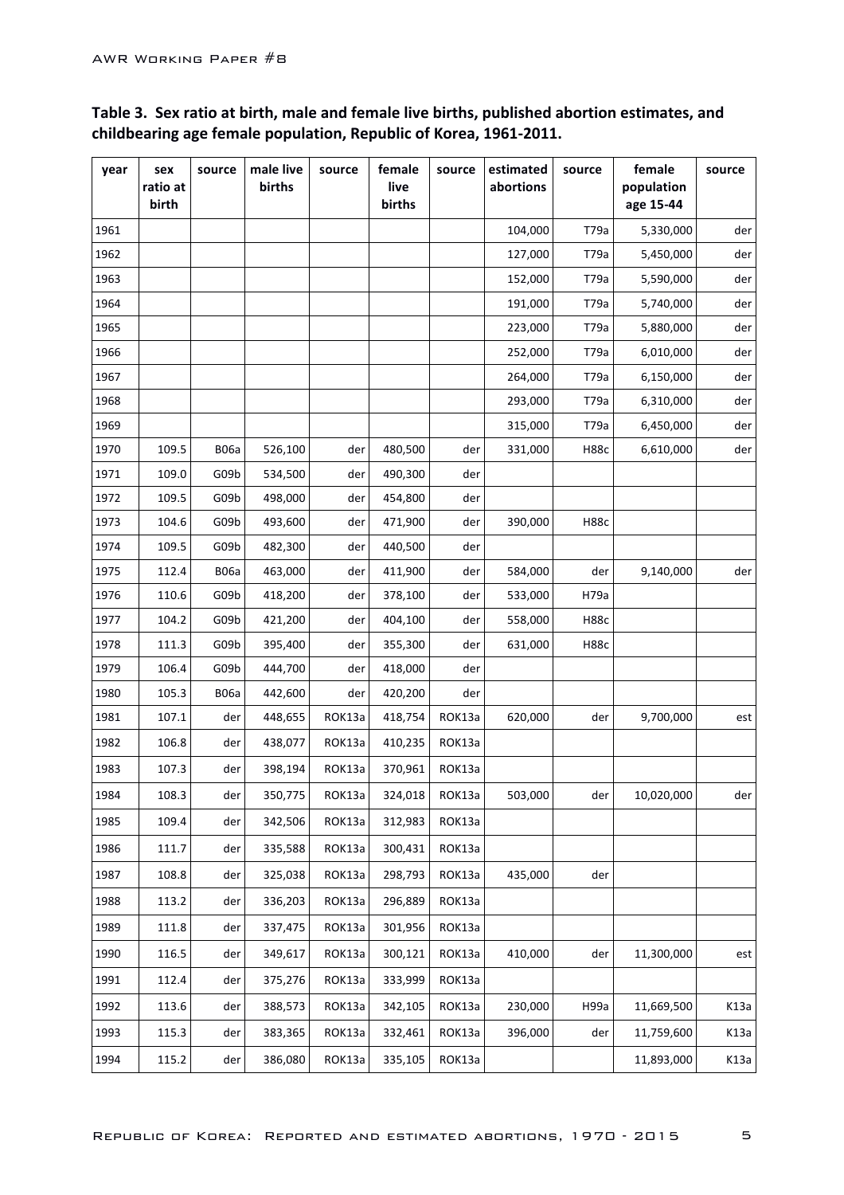**Table 3. Sex ratio at birth, male and female live births, published abortion estimates, and childbearing age female population, Republic of Korea, 1961-2011.**

| year | sex ratio at birth | source | male live births | source | female live births | source | estimated abortions | source | female population age 15-44 | source |
|---|---|---|---|---|---|---|---|---|---|---|
| 1961 | | | | | | | 104,000 | T79a | 5,330,000 | der |
| 1962 | | | | | | | 127,000 | T79a | 5,450,000 | der |
| 1963 | | | | | | | 152,000 | T79a | 5,590,000 | der |
| 1964 | | | | | | | 191,000 | T79a | 5,740,000 | der |
| 1965 | | | | | | | 223,000 | T79a | 5,880,000 | der |
| 1966 | | | | | | | 252,000 | T79a | 6,010,000 | der |
| 1967 | | | | | | | 264,000 | T79a | 6,150,000 | der |
| 1968 | | | | | | | 293,000 | T79a | 6,310,000 | der |
| 1969 | | | | | | | 315,000 | T79a | 6,450,000 | der |
| 1970 | 109.5 | B06a | 526,100 | der | 480,500 | der | 331,000 | H88c | 6,610,000 | der |
| 1971 | 109.0 | G09b | 534,500 | der | 490,300 | der | | | | |
| 1972 | 109.5 | G09b | 498,000 | der | 454,800 | der | | | | |
| 1973 | 104.6 | G09b | 493,600 | der | 471,900 | der | 390,000 | H88c | | |
| 1974 | 109.5 | G09b | 482,300 | der | 440,500 | der | | | | |
| 1975 | 112.4 | B06a | 463,000 | der | 411,900 | der | 584,000 | der | 9,140,000 | der |
| 1976 | 110.6 | G09b | 418,200 | der | 378,100 | der | 533,000 | H79a | | |
| 1977 | 104.2 | G09b | 421,200 | der | 404,100 | der | 558,000 | H88c | | |
| 1978 | 111.3 | G09b | 395,400 | der | 355,300 | der | 631,000 | H88c | | |
| 1979 | 106.4 | G09b | 444,700 | der | 418,000 | der | | | | |
| 1980 | 105.3 | B06a | 442,600 | der | 420,200 | der | | | | |
| 1981 | 107.1 | der | 448,655 | ROK13a | 418,754 | ROK13a | 620,000 | der | 9,700,000 | est |
| 1982 | 106.8 | der | 438,077 | ROK13a | 410,235 | ROK13a | | | | |
| 1983 | 107.3 | der | 398,194 | ROK13a | 370,961 | ROK13a | | | | |
| 1984 | 108.3 | der | 350,775 | ROK13a | 324,018 | ROK13a | 503,000 | der | 10,020,000 | der |
| 1985 | 109.4 | der | 342,506 | ROK13a | 312,983 | ROK13a | | | | |
| 1986 | 111.7 | der | 335,588 | ROK13a | 300,431 | ROK13a | | | | |
| 1987 | 108.8 | der | 325,038 | ROK13a | 298,793 | ROK13a | 435,000 | der | | |
| 1988 | 113.2 | der | 336,203 | ROK13a | 296,889 | ROK13a | | | | |
| 1989 | 111.8 | der | 337,475 | ROK13a | 301,956 | ROK13a | | | | |
| 1990 | 116.5 | der | 349,617 | ROK13a | 300,121 | ROK13a | 410,000 | der | 11,300,000 | est |
| 1991 | 112.4 | der | 375,276 | ROK13a | 333,999 | ROK13a | | | | |
| 1992 | 113.6 | der | 388,573 | ROK13a | 342,105 | ROK13a | 230,000 | H99a | 11,669,500 | K13a |
| 1993 | 115.3 | der | 383,365 | ROK13a | 332,461 | ROK13a | 396,000 | der | 11,759,600 | K13a |
| 1994 | 115.2 | der | 386,080 | ROK13a | 335,105 | ROK13a | | | 11,893,000 | K13a |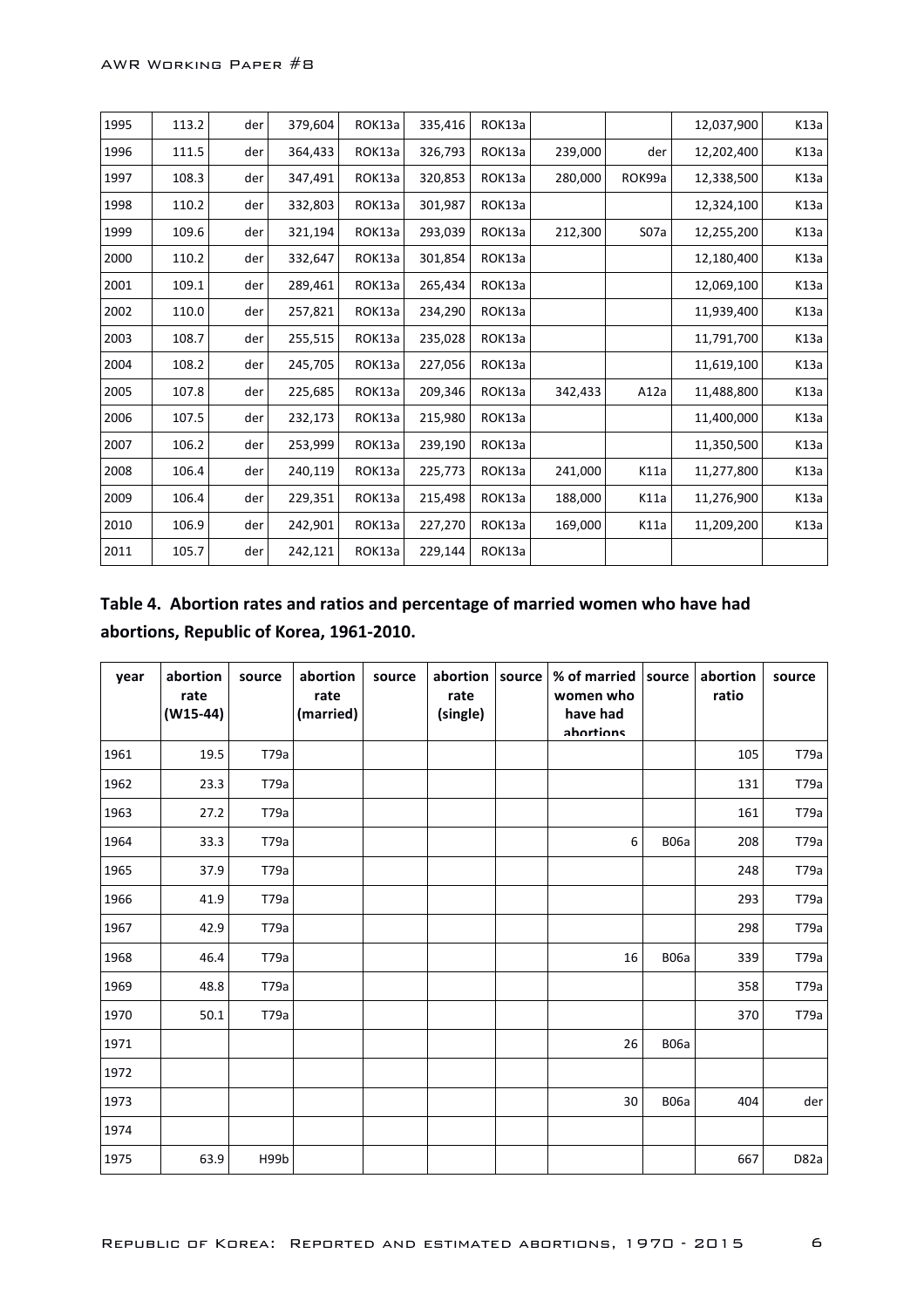| 1995 | 113.2 | der | 379,604 | ROK13a | 335,416 | ROK13a | | | 12,037,900 | K13a |
|---|---|---|---|---|---|---|---|---|---|---|
| 1996 | 111.5 | der | 364,433 | ROK13a | 326,793 | ROK13a | 239,000 | der | 12,202,400 | K13a |
| 1997 | 108.3 | der | 347,491 | ROK13a | 320,853 | ROK13a | 280,000 | ROK99a | 12,338,500 | K13a |
| 1998 | 110.2 | der | 332,803 | ROK13a | 301,987 | ROK13a | | | 12,324,100 | K13a |
| 1999 | 109.6 | der | 321,194 | ROK13a | 293,039 | ROK13a | 212,300 | S07a | 12,255,200 | K13a |
| 2000 | 110.2 | der | 332,647 | ROK13a | 301,854 | ROK13a | | | 12,180,400 | K13a |
| 2001 | 109.1 | der | 289,461 | ROK13a | 265,434 | ROK13a | | | 12,069,100 | K13a |
| 2002 | 110.0 | der | 257,821 | ROK13a | 234,290 | ROK13a | | | 11,939,400 | K13a |
| 2003 | 108.7 | der | 255,515 | ROK13a | 235,028 | ROK13a | | | 11,791,700 | K13a |
| 2004 | 108.2 | der | 245,705 | ROK13a | 227,056 | ROK13a | | | 11,619,100 | K13a |
| 2005 | 107.8 | der | 225,685 | ROK13a | 209,346 | ROK13a | 342,433 | A12a | 11,488,800 | K13a |
| 2006 | 107.5 | der | 232,173 | ROK13a | 215,980 | ROK13a | | | 11,400,000 | K13a |
| 2007 | 106.2 | der | 253,999 | ROK13a | 239,190 | ROK13a | | | 11,350,500 | K13a |
| 2008 | 106.4 | der | 240,119 | ROK13a | 225,773 | ROK13a | 241,000 | K11a | 11,277,800 | K13a |
| 2009 | 106.4 | der | 229,351 | ROK13a | 215,498 | ROK13a | 188,000 | K11a | 11,276,900 | K13a |
| 2010 | 106.9 | der | 242,901 | ROK13a | 227,270 | ROK13a | 169,000 | K11a | 11,209,200 | K13a |
| 2011 | 105.7 | der | 242,121 | ROK13a | 229,144 | ROK13a | | | | |

**Table 4. Abortion rates and ratios and percentage of married women who have had abortions, Republic of Korea, 1961-2010.**

| year | abortion rate (W15-44) | source | abortion rate (married) | source | abortion rate (single) | source | % of married women who have had abortions | source | abortion ratio | source |
|---|---|---|---|---|---|---|---|---|---|---|
| 1961 | 19.5 | T79a | | | | | | | 105 | T79a |
| 1962 | 23.3 | T79a | | | | | | | 131 | T79a |
| 1963 | 27.2 | T79a | | | | | | | 161 | T79a |
| 1964 | 33.3 | T79a | | | | | 6 | B06a | 208 | T79a |
| 1965 | 37.9 | T79a | | | | | | | 248 | T79a |
| 1966 | 41.9 | T79a | | | | | | | 293 | T79a |
| 1967 | 42.9 | T79a | | | | | | | 298 | T79a |
| 1968 | 46.4 | T79a | | | | | 16 | B06a | 339 | T79a |
| 1969 | 48.8 | T79a | | | | | | | 358 | T79a |
| 1970 | 50.1 | T79a | | | | | | | 370 | T79a |
| 1971 | | | | | | | 26 | B06a | | |
| 1972 | | | | | | | | | | |
| 1973 | | | | | | | 30 | B06a | 404 | der |
| 1974 | | | | | | | | | | |
| 1975 | 63.9 | H99b | | | | | | | 667 | D82a |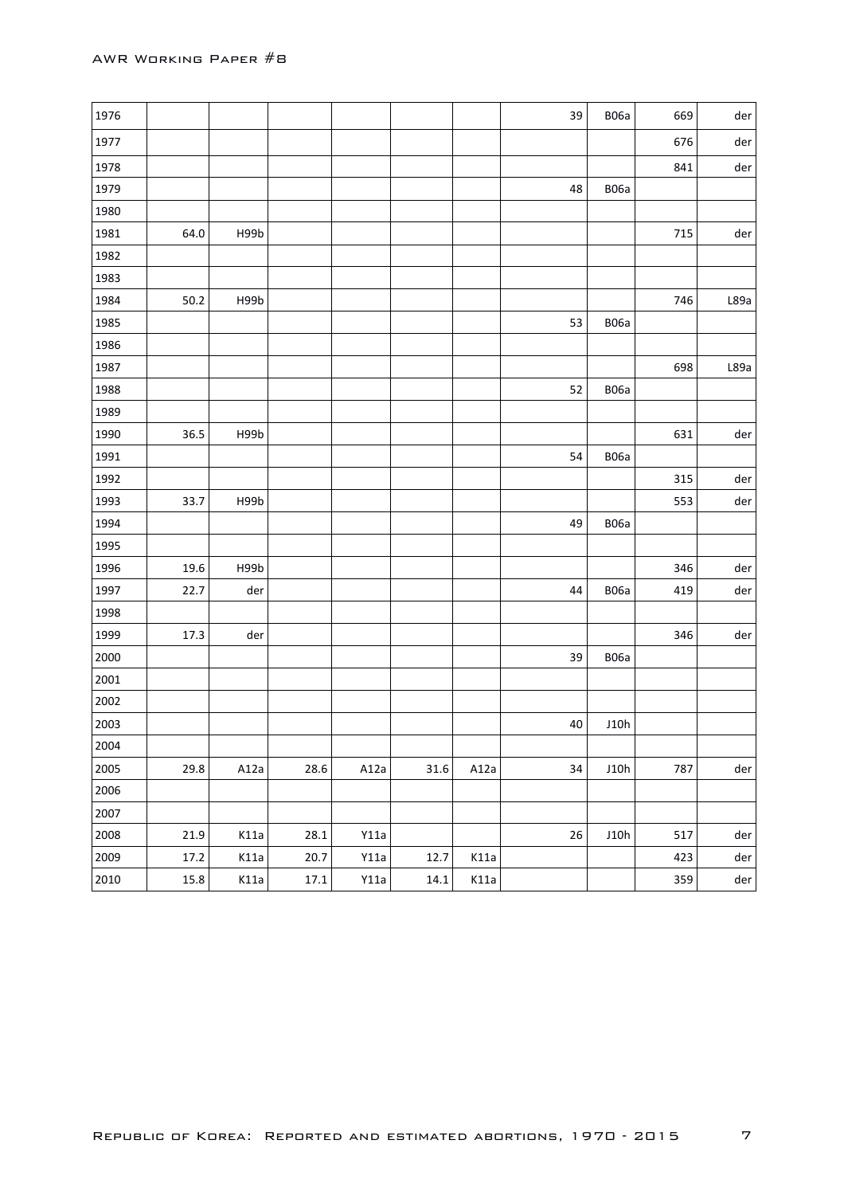| | | | | | | | | | | |
|---|---|---|---|---|---|---|---|---|---|---|
| 1976 | | | | | | | 39 | B06a | 669 | der |
| 1977 | | | | | | | | | 676 | der |
| 1978 | | | | | | | | | 841 | der |
| 1979 | | | | | | | 48 | B06a | | |
| 1980 | | | | | | | | | | |
| 1981 | 64.0 | H99b | | | | | | | 715 | der |
| 1982 | | | | | | | | | | |
| 1983 | | | | | | | | | | |
| 1984 | 50.2 | H99b | | | | | | | 746 | L89a |
| 1985 | | | | | | | 53 | B06a | | |
| 1986 | | | | | | | | | | |
| 1987 | | | | | | | | | 698 | L89a |
| 1988 | | | | | | | 52 | B06a | | |
| 1989 | | | | | | | | | | |
| 1990 | 36.5 | H99b | | | | | | | 631 | der |
| 1991 | | | | | | | 54 | B06a | | |
| 1992 | | | | | | | | | 315 | der |
| 1993 | 33.7 | H99b | | | | | | | 553 | der |
| 1994 | | | | | | | 49 | B06a | | |
| 1995 | | | | | | | | | | |
| 1996 | 19.6 | H99b | | | | | | | 346 | der |
| 1997 | 22.7 | der | | | | | 44 | B06a | 419 | der |
| 1998 | | | | | | | | | | |
| 1999 | 17.3 | der | | | | | | | 346 | der |
| 2000 | | | | | | | 39 | B06a | | |
| 2001 | | | | | | | | | | |
| 2002 | | | | | | | | | | |
| 2003 | | | | | | | 40 | J10h | | |
| 2004 | | | | | | | | | | |
| 2005 | 29.8 | A12a | 28.6 | A12a | 31.6 | A12a | 34 | J10h | 787 | der |
| 2006 | | | | | | | | | | |
| 2007 | | | | | | | | | | |
| 2008 | 21.9 | K11a | 28.1 | Y11a | | | 26 | J10h | 517 | der |
| 2009 | 17.2 | K11a | 20.7 | Y11a | 12.7 | K11a | | | 423 | der |
| 2010 | 15.8 | K11a | 17.1 | Y11a | 14.1 | K11a | | | 359 | der |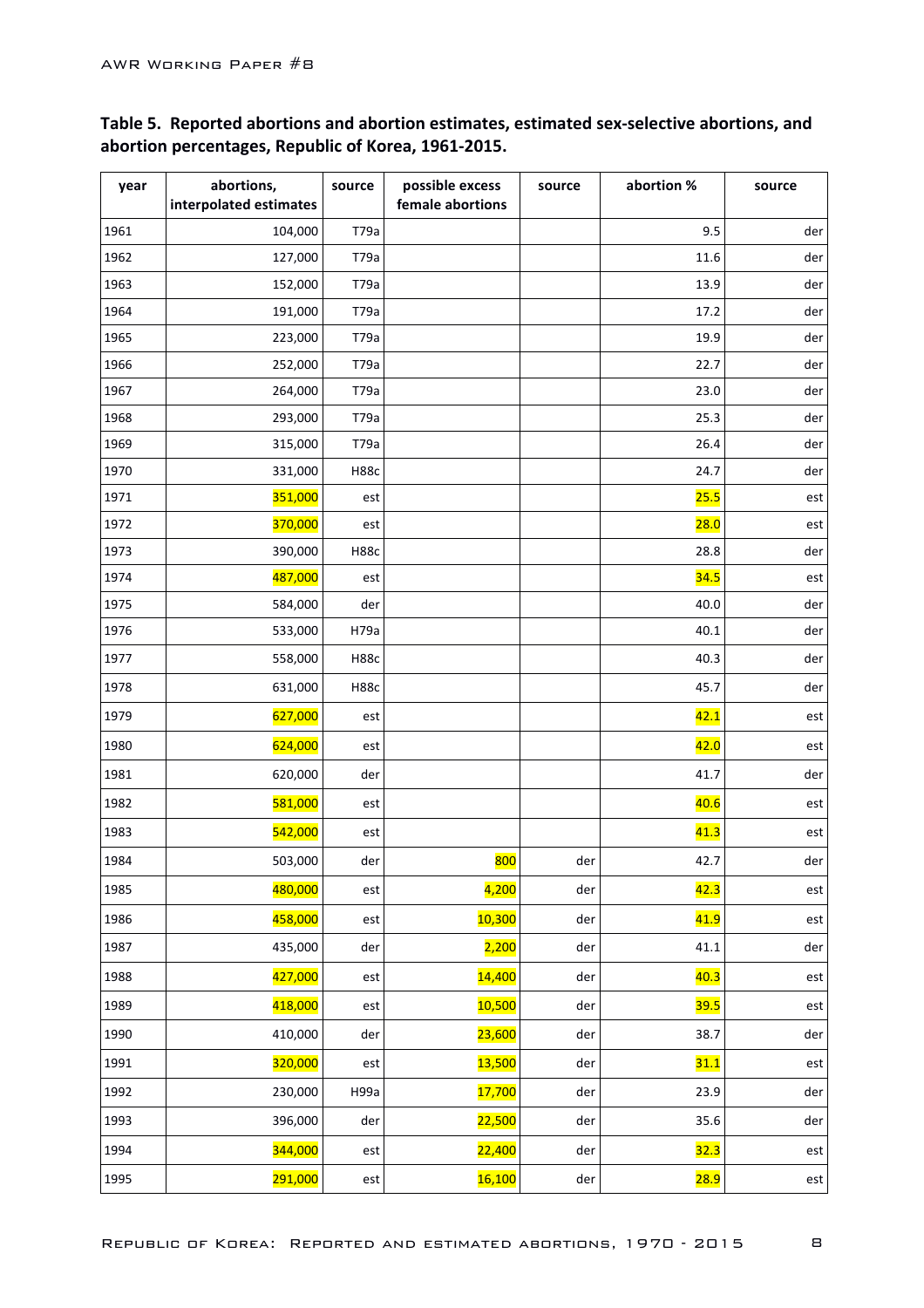**Table 5. Reported abortions and abortion estimates, estimated sex-selective abortions, and abortion percentages, Republic of Korea, 1961-2015.**

| year | abortions, interpolated estimates | source | possible excess female abortions | source | abortion % | source |
|---|---|---|---|---|---|---|
| 1961 | 104,000 | T79a | | | 9.5 | der |
| 1962 | 127,000 | T79a | | | 11.6 | der |
| 1963 | 152,000 | T79a | | | 13.9 | der |
| 1964 | 191,000 | T79a | | | 17.2 | der |
| 1965 | 223,000 | T79a | | | 19.9 | der |
| 1966 | 252,000 | T79a | | | 22.7 | der |
| 1967 | 264,000 | T79a | | | 23.0 | der |
| 1968 | 293,000 | T79a | | | 25.3 | der |
| 1969 | 315,000 | T79a | | | 26.4 | der |
| 1970 | 331,000 | H88c | | | 24.7 | der |
| 1971 | 351,000 | est | | | 25.5 | est |
| 1972 | 370,000 | est | | | 28.0 | est |
| 1973 | 390,000 | H88c | | | 28.8 | der |
| 1974 | 487,000 | est | | | 34.5 | est |
| 1975 | 584,000 | der | | | 40.0 | der |
| 1976 | 533,000 | H79a | | | 40.1 | der |
| 1977 | 558,000 | H88c | | | 40.3 | der |
| 1978 | 631,000 | H88c | | | 45.7 | der |
| 1979 | 627,000 | est | | | 42.1 | est |
| 1980 | 624,000 | est | | | 42.0 | est |
| 1981 | 620,000 | der | | | 41.7 | der |
| 1982 | 581,000 | est | | | 40.6 | est |
| 1983 | 542,000 | est | | | 41.3 | est |
| 1984 | 503,000 | der | 800 | der | 42.7 | der |
| 1985 | 480,000 | est | 4,200 | der | 42.3 | est |
| 1986 | 458,000 | est | 10,300 | der | 41.9 | est |
| 1987 | 435,000 | der | 2,200 | der | 41.1 | der |
| 1988 | 427,000 | est | 14,400 | der | 40.3 | est |
| 1989 | 418,000 | est | 10,500 | der | 39.5 | est |
| 1990 | 410,000 | der | 23,600 | der | 38.7 | der |
| 1991 | 320,000 | est | 13,500 | der | 31.1 | est |
| 1992 | 230,000 | H99a | 17,700 | der | 23.9 | der |
| 1993 | 396,000 | der | 22,500 | der | 35.6 | der |
| 1994 | 344,000 | est | 22,400 | der | 32.3 | est |
| 1995 | 291,000 | est | 16,100 | der | 28.9 | est |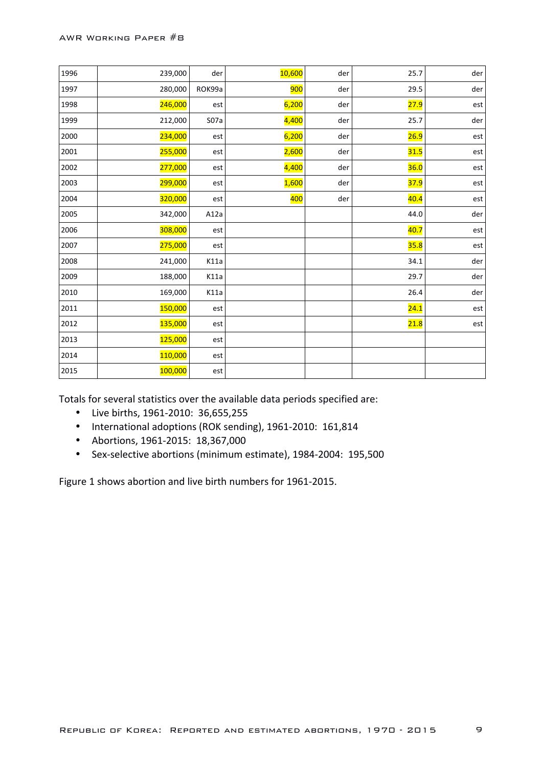| 1996 | 239,000 | der | 10,600 | der | 25.7 | der |
|---|---|---|---|---|---|---|
| 1997 | 280,000 | ROK99a | 900 | der | 29.5 | der |
| 1998 | 246,000 | est | 6,200 | der | 27.9 | est |
| 1999 | 212,000 | S07a | 4,400 | der | 25.7 | der |
| 2000 | 234,000 | est | 6,200 | der | 26.9 | est |
| 2001 | 255,000 | est | 2,600 | der | 31.5 | est |
| 2002 | 277,000 | est | 4,400 | der | 36.0 | est |
| 2003 | 299,000 | est | 1,600 | der | 37.9 | est |
| 2004 | 320,000 | est | 400 | der | 40.4 | est |
| 2005 | 342,000 | A12a | | | 44.0 | der |
| 2006 | 308,000 | est | | | 40.7 | est |
| 2007 | 275,000 | est | | | 35.8 | est |
| 2008 | 241,000 | K11a | | | 34.1 | der |
| 2009 | 188,000 | K11a | | | 29.7 | der |
| 2010 | 169,000 | K11a | | | 26.4 | der |
| 2011 | 150,000 | est | | | 24.1 | est |
| 2012 | 135,000 | est | | | 21.8 | est |
| 2013 | 125,000 | est | | | | |
| 2014 | 110,000 | est | | | | |
| 2015 | 100,000 | est | | | | |

Totals for several statistics over the available data periods specified are:

- Live births, 1961-2010: 36,655,255
- International adoptions (ROK sending), 1961-2010: 161,814
- Abortions, 1961-2015: 18,367,000
- Sex-selective abortions (minimum estimate), 1984-2004: 195,500

Figure 1 shows abortion and live birth numbers for 1961-2015.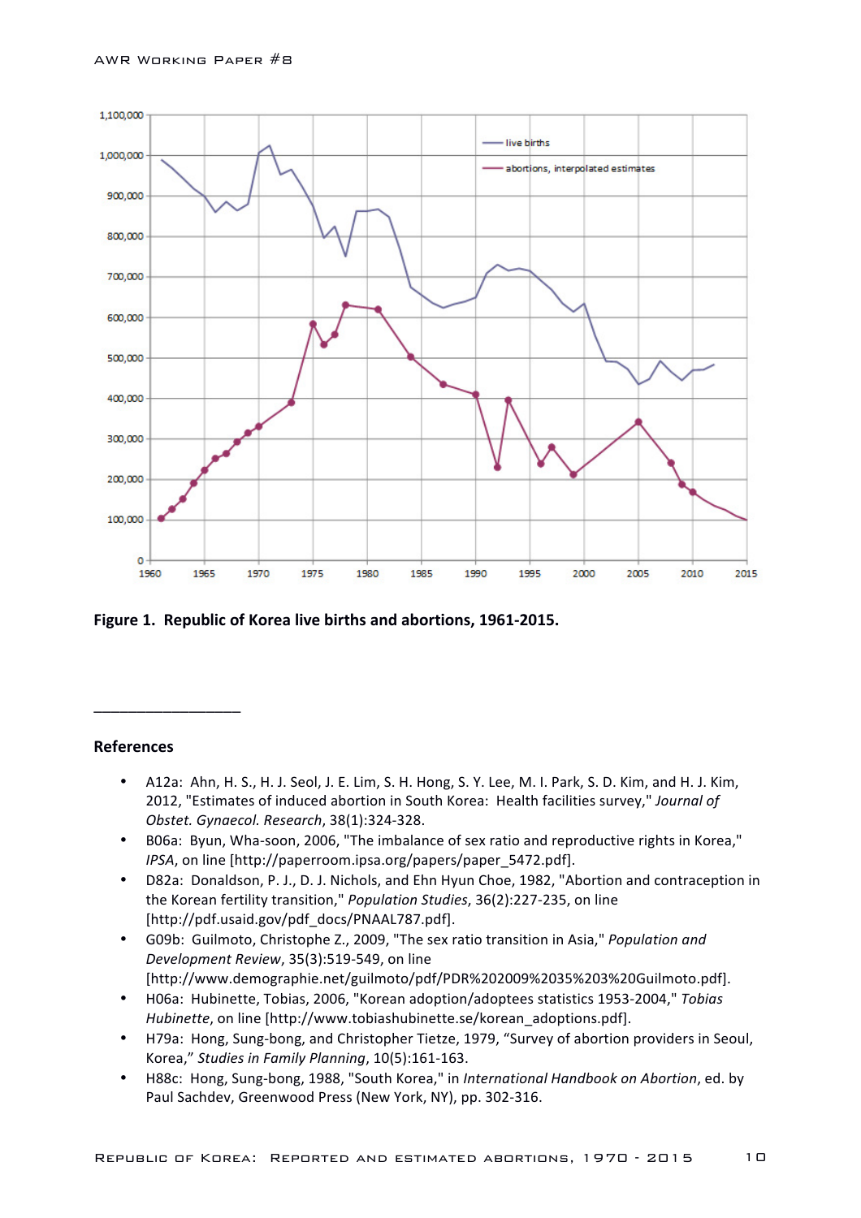**Figure 1. Republic of Korea live births and abortions, 1961-2015.**

---

## References

- A12a: Ahn, H. S., H. J. Seol, J. E. Lim, S. H. Hong, S. Y. Lee, M. I. Park, S. D. Kim, and H. J. Kim, 2012, "Estimates of induced abortion in South Korea: Health facilities survey," *Journal of Obstet. Gynaecol. Research*, 38(1):324-328.
- B06a: Byun, Wha-soon, 2006, "The imbalance of sex ratio and reproductive rights in Korea," *IPSA*, on line [http://paperroom.ipsa.org/papers/paper_5472.pdf].
- D82a: Donaldson, P. J., D. J. Nichols, and Ehn Hyun Choe, 1982, "Abortion and contraception in the Korean fertility transition," *Population Studies*, 36(2):227-235, on line [http://pdf.usaid.gov/pdf_docs/PNAAL787.pdf].
- G09b: Guilmoto, Christophe Z., 2009, "The sex ratio transition in Asia," *Population and Development Review*, 35(3):519-549, on line [http://www.demographie.net/guilmoto/pdf/PDR%202009%2035%203%20Guilmoto.pdf].
- H06a: Hubinette, Tobias, 2006, "Korean adoption/adoptees statistics 1953-2004," *Tobias Hubinette*, on line [http://www.tobiashubinette.se/korean_adoptions.pdf].
- H79a: Hong, Sung-bong, and Christopher Tietze, 1979, "Survey of abortion providers in Seoul, Korea," *Studies in Family Planning*, 10(5):161-163.
- H88c: Hong, Sung-bong, 1988, "South Korea," in *International Handbook on Abortion*, ed. by Paul Sachdev, Greenwood Press (New York, NY), pp. 302-316.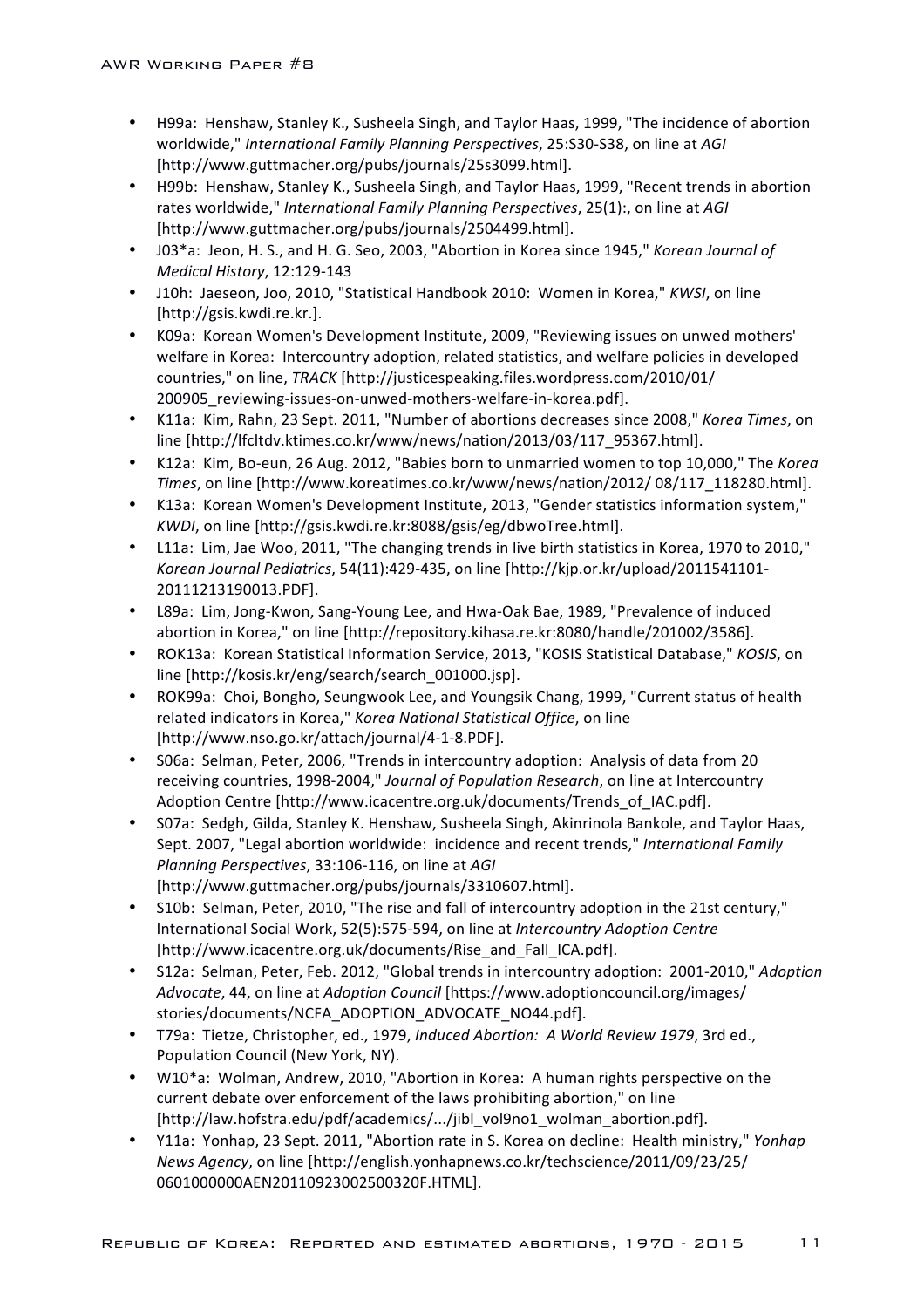- H99a: Henshaw, Stanley K., Susheela Singh, and Taylor Haas, 1999, "The incidence of abortion worldwide," *International Family Planning Perspectives*, 25:S30-S38, on line at *AGI* [http://www.guttmacher.org/pubs/journals/25s3099.html].
- H99b: Henshaw, Stanley K., Susheela Singh, and Taylor Haas, 1999, "Recent trends in abortion rates worldwide," *International Family Planning Perspectives*, 25(1):, on line at *AGI* [http://www.guttmacher.org/pubs/journals/2504499.html].
- J03*a: Jeon, H. S., and H. G. Seo, 2003, "Abortion in Korea since 1945," *Korean Journal of Medical History*, 12:129-143
- J10h: Jaeseon, Joo, 2010, "Statistical Handbook 2010: Women in Korea," *KWSI*, on line [http://gsis.kwdi.re.kr.].
- K09a: Korean Women's Development Institute, 2009, "Reviewing issues on unwed mothers' welfare in Korea: Intercountry adoption, related statistics, and welfare policies in developed countries," on line, *TRACK* [http://justicespeaking.files.wordpress.com/2010/01/200905_reviewing-issues-on-unwed-mothers-welfare-in-korea.pdf].
- K11a: Kim, Rahn, 23 Sept. 2011, "Number of abortions decreases since 2008," *Korea Times*, on line [http://lfcltdv.ktimes.co.kr/www/news/nation/2013/03/117_95367.html].
- K12a: Kim, Bo-eun, 26 Aug. 2012, "Babies born to unmarried women to top 10,000," The *Korea Times*, on line [http://www.koreatimes.co.kr/www/news/nation/2012/ 08/117_118280.html].
- K13a: Korean Women's Development Institute, 2013, "Gender statistics information system," *KWDI*, on line [http://gsis.kwdi.re.kr:8088/gsis/eg/dbwoTree.html].
- L11a: Lim, Jae Woo, 2011, "The changing trends in live birth statistics in Korea, 1970 to 2010," *Korean Journal Pediatrics*, 54(11):429-435, on line [http://kjp.or.kr/upload/2011541101-20111213190013.PDF].
- L89a: Lim, Jong-Kwon, Sang-Young Lee, and Hwa-Oak Bae, 1989, "Prevalence of induced abortion in Korea," on line [http://repository.kihasa.re.kr:8080/handle/201002/3586].
- ROK13a: Korean Statistical Information Service, 2013, "KOSIS Statistical Database," *KOSIS*, on line [http://kosis.kr/eng/search/search_001000.jsp].
- ROK99a: Choi, Bongho, Seungwook Lee, and Youngsik Chang, 1999, "Current status of health related indicators in Korea," *Korea National Statistical Office*, on line [http://www.nso.go.kr/attach/journal/4-1-8.PDF].
- S06a: Selman, Peter, 2006, "Trends in intercountry adoption: Analysis of data from 20 receiving countries, 1998-2004," *Journal of Population Research*, on line at Intercountry Adoption Centre [http://www.icacentre.org.uk/documents/Trends_of_IAC.pdf].
- S07a: Sedgh, Gilda, Stanley K. Henshaw, Susheela Singh, Akinrinola Bankole, and Taylor Haas, Sept. 2007, "Legal abortion worldwide: incidence and recent trends," *International Family Planning Perspectives*, 33:106-116, on line at *AGI* [http://www.guttmacher.org/pubs/journals/3310607.html].
- S10b: Selman, Peter, 2010, "The rise and fall of intercountry adoption in the 21st century," International Social Work, 52(5):575-594, on line at *Intercountry Adoption Centre* [http://www.icacentre.org.uk/documents/Rise_and_Fall_ICA.pdf].
- S12a: Selman, Peter, Feb. 2012, "Global trends in intercountry adoption: 2001-2010," *Adoption Advocate*, 44, on line at *Adoption Council* [https://www.adoptioncouncil.org/images/stories/documents/NCFA_ADOPTION_ADVOCATE_NO44.pdf].
- T79a: Tietze, Christopher, ed., 1979, *Induced Abortion: A World Review 1979*, 3rd ed., Population Council (New York, NY).
- W10*a: Wolman, Andrew, 2010, "Abortion in Korea: A human rights perspective on the current debate over enforcement of the laws prohibiting abortion," on line [http://law.hofstra.edu/pdf/academics/.../jibl_vol9no1_wolman_abortion.pdf].
- Y11a: Yonhap, 23 Sept. 2011, "Abortion rate in S. Korea on decline: Health ministry," *Yonhap News Agency*, on line [http://english.yonhapnews.co.kr/techscience/2011/09/23/25/0601000000AEN20110923002500320F.HTML].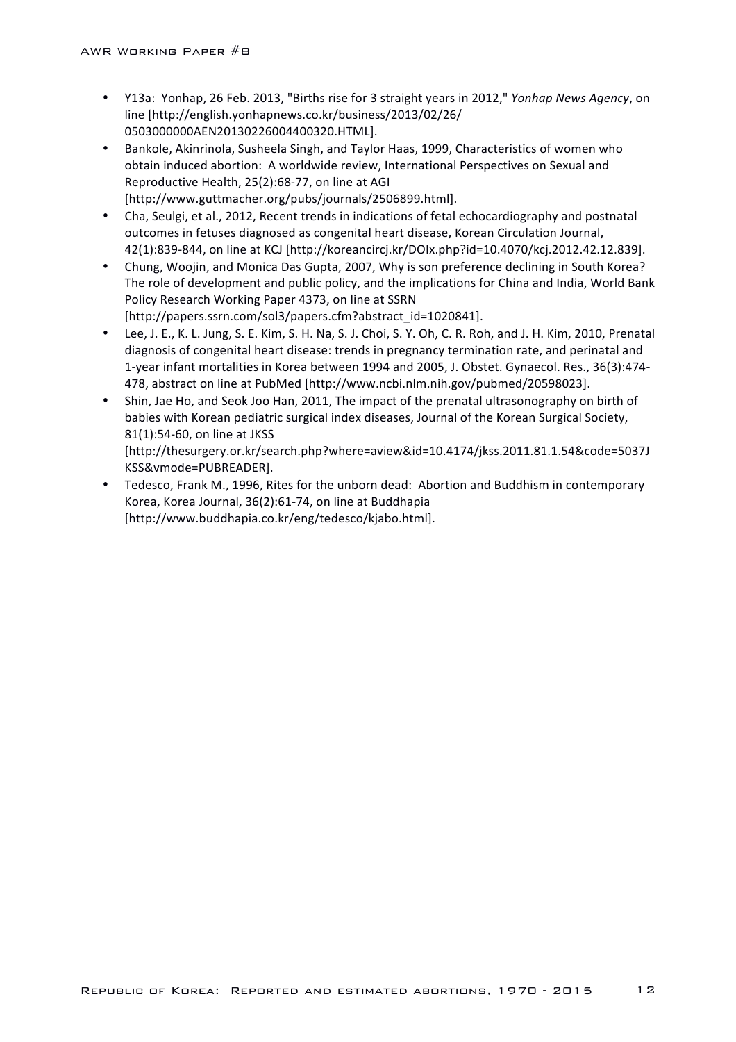- Y13a: Yonhap, 26 Feb. 2013, "Births rise for 3 straight years in 2012," *Yonhap News Agency*, on line [http://english.yonhapnews.co.kr/business/2013/02/26/0503000000AEN20130226004400320.HTML].
- Bankole, Akinrinola, Susheela Singh, and Taylor Haas, 1999, Characteristics of women who obtain induced abortion: A worldwide review, International Perspectives on Sexual and Reproductive Health, 25(2):68-77, on line at AGI [http://www.guttmacher.org/pubs/journals/2506899.html].
- Cha, Seulgi, et al., 2012, Recent trends in indications of fetal echocardiography and postnatal outcomes in fetuses diagnosed as congenital heart disease, Korean Circulation Journal, 42(1):839-844, on line at KCJ [http://koreancircj.kr/DOIx.php?id=10.4070/kcj.2012.42.12.839].
- Chung, Woojin, and Monica Das Gupta, 2007, Why is son preference declining in South Korea? The role of development and public policy, and the implications for China and India, World Bank Policy Research Working Paper 4373, on line at SSRN [http://papers.ssrn.com/sol3/papers.cfm?abstract_id=1020841].
- Lee, J. E., K. L. Jung, S. E. Kim, S. H. Na, S. J. Choi, S. Y. Oh, C. R. Roh, and J. H. Kim, 2010, Prenatal diagnosis of congenital heart disease: trends in pregnancy termination rate, and perinatal and 1-year infant mortalities in Korea between 1994 and 2005, J. Obstet. Gynaecol. Res., 36(3):474-478, abstract on line at PubMed [http://www.ncbi.nlm.nih.gov/pubmed/20598023].
- Shin, Jae Ho, and Seok Joo Han, 2011, The impact of the prenatal ultrasonography on birth of babies with Korean pediatric surgical index diseases, Journal of the Korean Surgical Society, 81(1):54-60, on line at JKSS [http://thesurgery.or.kr/search.php?where=aview&id=10.4174/jkss.2011.81.1.54&code=5037JKSS&vmode=PUBREADER].
- Tedesco, Frank M., 1996, Rites for the unborn dead: Abortion and Buddhism in contemporary Korea, Korea Journal, 36(2):61-74, on line at Buddhapia [http://www.buddhapia.co.kr/eng/tedesco/kjabo.html].